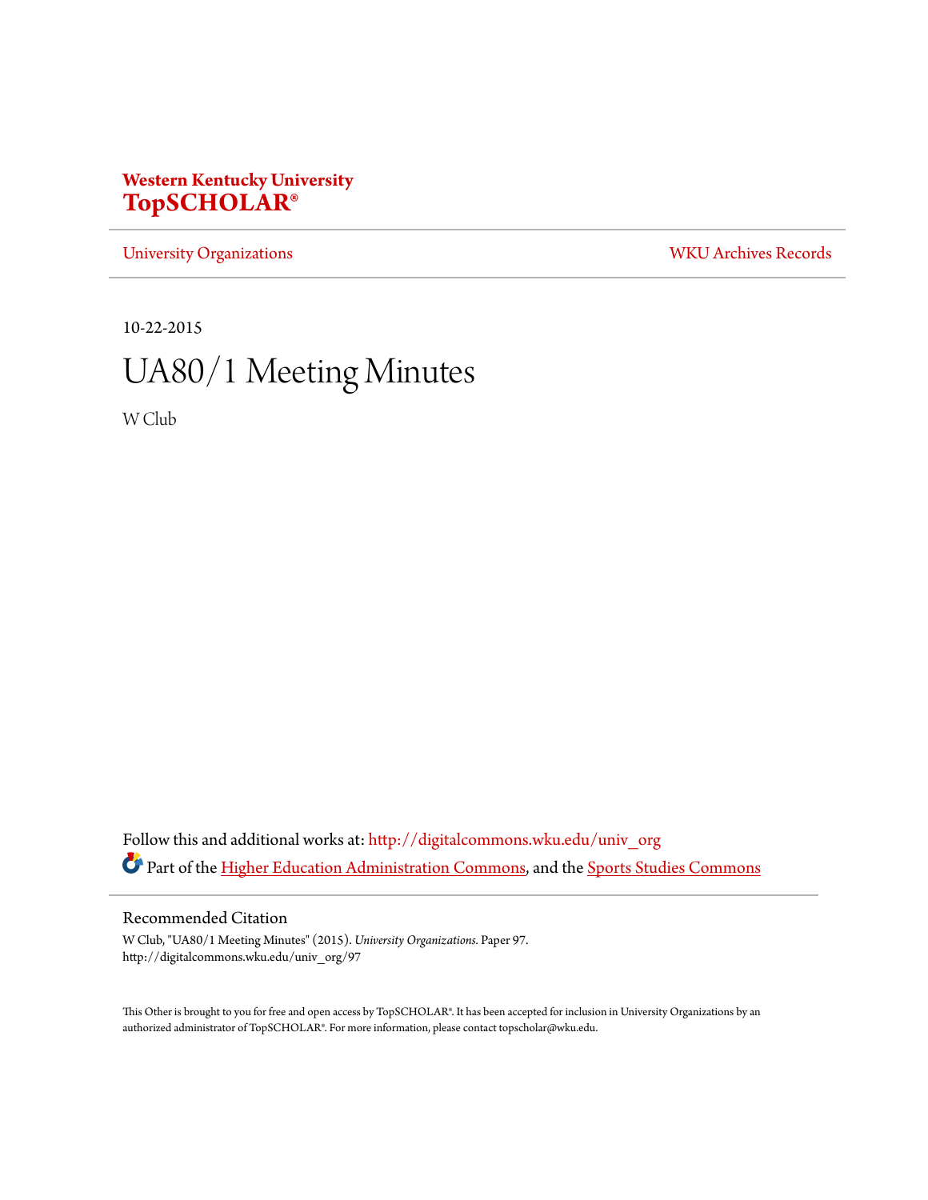**Western Kentucky University**
**TopSCHOLAR®**

University Organizations | WKU Archives Records

10-22-2015

# UA80/1 Meeting Minutes

W Club

Follow this and additional works at: http://digitalcommons.wku.edu/univ_org

Part of the Higher Education Administration Commons, and the Sports Studies Commons

## Recommended Citation

W Club, "UA80/1 Meeting Minutes" (2015). *University Organizations.* Paper 97.
http://digitalcommons.wku.edu/univ_org/97

This Other is brought to you for free and open access by TopSCHOLAR®. It has been accepted for inclusion in University Organizations by an authorized administrator of TopSCHOLAR®. For more information, please contact topscholar@wku.edu.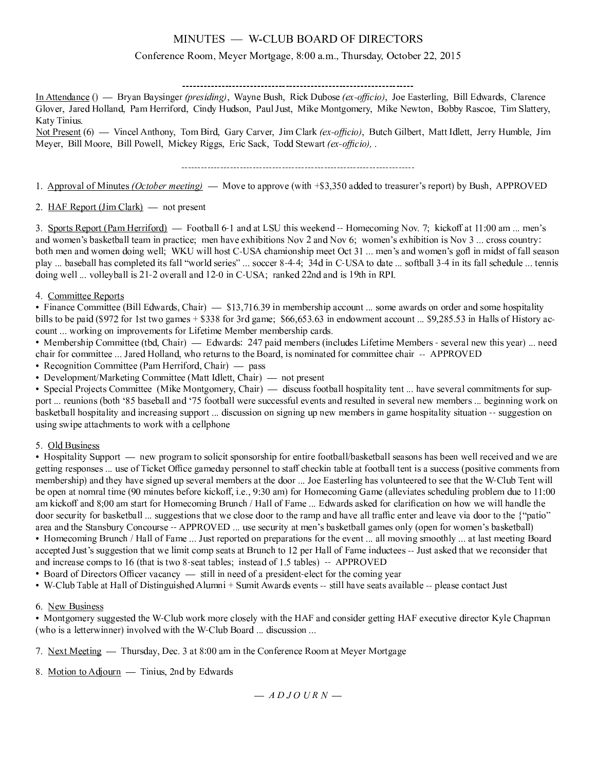# MINUTES — W-CLUB BOARD OF DIRECTORS

Conference Room, Meyer Mortgage, 8:00 a.m., Thursday, October 22, 2015

---

In Attendance () — Bryan Baysinger *(presiding)*, Wayne Bush, Rick Dubose *(ex-officio)*, Joe Easterling, Bill Edwards, Clarence Glover, Jared Holland, Pam Herriford, Cindy Hudson, Paul Just, Mike Montgomery, Mike Newton, Bobby Rascoe, Tim Slattery, Katy Tinius.

Not Present (6) — Vincel Anthony, Tom Bird, Gary Carver, Jim Clark *(ex-officio)*, Butch Gilbert, Matt Idlett, Jerry Humble, Jim Meyer, Bill Moore, Bill Powell, Mickey Riggs, Eric Sack, Todd Stewart *(ex-officio)*, .

---

1. Approval of Minutes *(October meeting)* — Move to approve (with +$3,350 added to treasurer's report) by Bush, APPROVED

2. HAF Report (Jim Clark) — not present

3. Sports Report (Pam Herriford) — Football 6-1 and at LSU this weekend -- Homecoming Nov. 7; kickoff at 11:00 am ... men's and women's basketball team in practice; men have exhibitions Nov 2 and Nov 6; women's exhibition is Nov 3 ... cross country: both men and women doing well; WKU will host C-USA chamionship meet Oct 31 ... men's and women's gofl in midst of fall season play ... baseball has completed its fall "world series" ... soccer 8-4-4; 34d in C-USA to date ... softball 3-4 in its fall schedule ... tennis doing well ... volleyball is 21-2 overall and 12-0 in C-USA; ranked 22nd and is 19th in RPI.

4. Committee Reports

- Finance Committee (Bill Edwards, Chair) — $13,716.39 in membership account ... some awards on order and some hospitality bills to be paid ($972 for 1st two games + $338 for 3rd game; $66,653.63 in endowment account ... $9,285.53 in Halls of History account ... working on improvements for Lifetime Member membership cards.
- Membership Committee (tbd, Chair) — Edwards: 247 paid members (includes Lifetime Members - several new this year) ... need chair for committee ... Jared Holland, who returns to the Board, is nominated for committee chair -- APPROVED
- Recognition Committee (Pam Herriford, Chair) — pass
- Development/Marketing Committee (Matt Idlett, Chair) — not present
- Special Projects Committee (Mike Montgomery, Chair) — discuss football hospitality tent ... have several commitments for support ... reunions (both '85 baseball and '75 football were successful events and resulted in several new members ... beginning work on basketball hospitality and increasing support ... discussion on signing up new members in game hospitality situation -- suggestion on using swipe attachments to work with a cellphone

5. Old Business

- Hospitality Support — new program to solicit sponsorship for entire football/basketball seasons has been well received and we are getting responses ... use of Ticket Office gameday personnel to staff checkin table at football tent is a success (positive comments from membership) and they have signed up several members at the door ... Joe Easterling has volunteered to see that the W-Club Tent will be open at nomral time (90 minutes before kickoff, i.e., 9:30 am) for Homecoming Game (alleviates scheduling problem due to 11:00 am kickoff and 8;00 am start for Homecoming Brunch / Hall of Fame ... Edwards asked for clarification on how we will handle the door security for basketball ... suggestions that we close door to the ramp and have all traffic enter and leave via door to the {"patio" area and the Stansbury Concourse -- APPROVED ... use security at men's basketball games only (open for women's basketball)
- Homecoming Brunch / Hall of Fame ... Just reported on preparations for the event ... all moving smoothly ... at last meeting Board accepted Just's suggestion that we limit comp seats at Brunch to 12 per Hall of Fame inductees -- Just asked that we reconsider that and increase comps to 16 (that is two 8-seat tables; instead of 1.5 tables) -- APPROVED
- Board of Directors Officer vacancy — still in need of a president-elect for the coming year
- W-Club Table at Hall of Distinguished Alumni + Sumit Awards events -- still have seats available -- please contact Just

6. New Business

- Montgomery suggested the W-Club work more closely with the HAF and consider getting HAF executive director Kyle Chapman (who is a letterwinner) involved with the W-Club Board ... discussion ...

7. Next Meeting — Thursday, Dec. 3 at 8:00 am in the Conference Room at Meyer Mortgage

8. Motion to Adjourn — Tinius, 2nd by Edwards

*— A D J O U R N —*